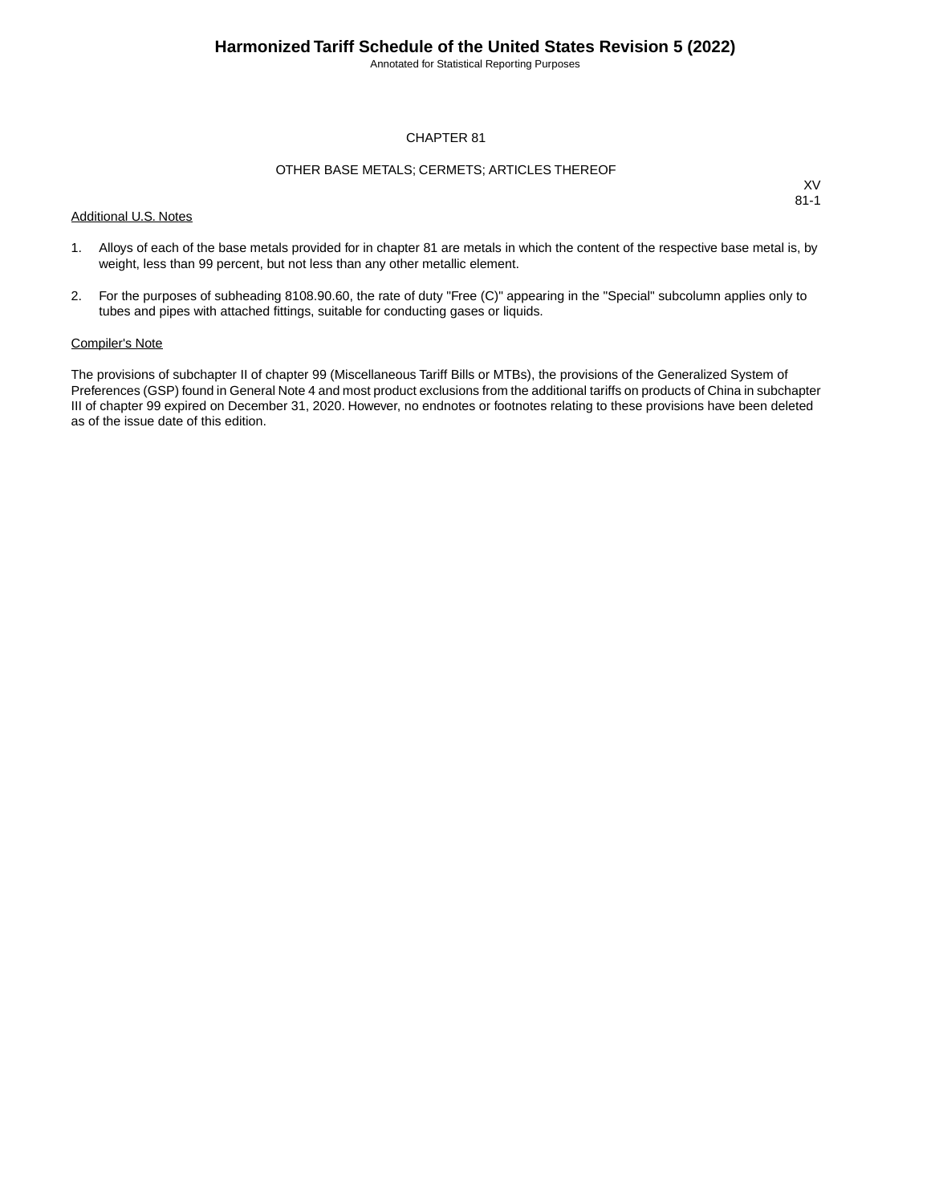# CHAPTER 81

## OTHER BASE METALS; CERMETS; ARTICLES THEREOF

XV
81-1

Additional U.S. Notes

1. Alloys of each of the base metals provided for in chapter 81 are metals in which the content of the respective base metal is, by weight, less than 99 percent, but not less than any other metallic element.

2. For the purposes of subheading 8108.90.60, the rate of duty "Free (C)" appearing in the "Special" subcolumn applies only to tubes and pipes with attached fittings, suitable for conducting gases or liquids.

Compiler's Note

The provisions of subchapter II of chapter 99 (Miscellaneous Tariff Bills or MTBs), the provisions of the Generalized System of Preferences (GSP) found in General Note 4 and most product exclusions from the additional tariffs on products of China in subchapter III of chapter 99 expired on December 31, 2020. However, no endnotes or footnotes relating to these provisions have been deleted as of the issue date of this edition.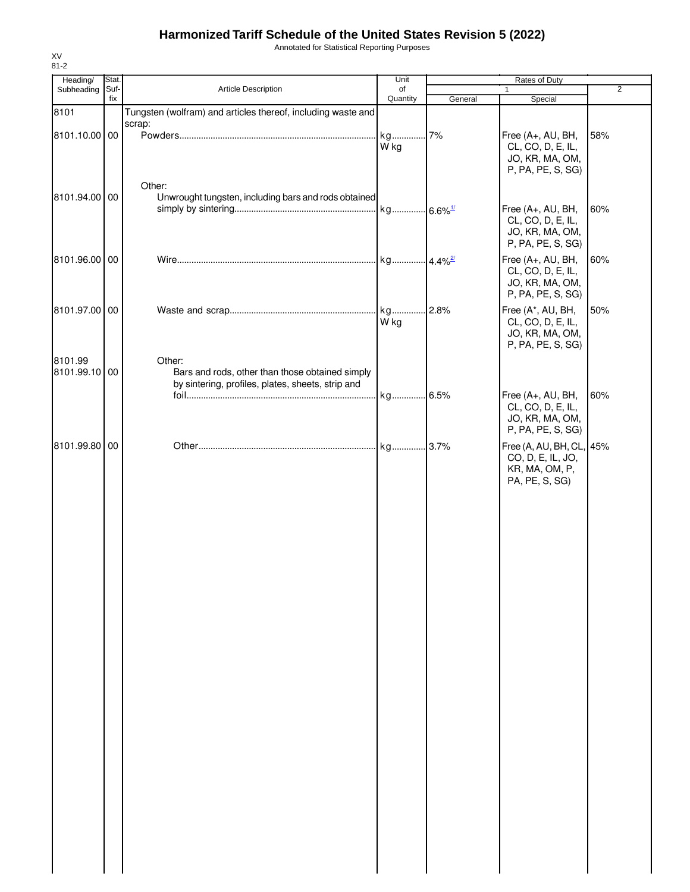# Harmonized Tariff Schedule of the United States Revision 5 (2022)

Annotated for Statistical Reporting Purposes

XV
81-2

| Heading/ Subheading | Stat. Suf- fix | Article Description | Unit of Quantity | Rates of Duty 1 General | Special | 2 |
|---|---|---|---|---|---|---|
| 8101 | | Tungsten (wolfram) and articles thereof, including waste and scrap: | | | | |
| 8101.10.00 | 00 | Powders | kg W kg | 7% | Free (A+, AU, BH, CL, CO, D, E, IL, JO, KR, MA, OM, P, PA, PE, S, SG) | 58% |
| | | Other: | | | | |
| 8101.94.00 | 00 | Unwrought tungsten, including bars and rods obtained simply by sintering | kg | 6.6%[1/] | Free (A+, AU, BH, CL, CO, D, E, IL, JO, KR, MA, OM, P, PA, PE, S, SG) | 60% |
| 8101.96.00 | 00 | Wire | kg | 4.4%[2/] | Free (A+, AU, BH, CL, CO, D, E, IL, JO, KR, MA, OM, P, PA, PE, S, SG) | 60% |
| 8101.97.00 | 00 | Waste and scrap | kg W kg | 2.8% | Free (A*, AU, BH, CL, CO, D, E, IL, JO, KR, MA, OM, P, PA, PE, S, SG) | 50% |
| 8101.99 | | Other: | | | | |
| 8101.99.10 | 00 | Bars and rods, other than those obtained simply by sintering, profiles, plates, sheets, strip and foil | kg | 6.5% | Free (A+, AU, BH, CL, CO, D, E, IL, JO, KR, MA, OM, P, PA, PE, S, SG) | 60% |
| 8101.99.80 | 00 | Other | kg | 3.7% | Free (A, AU, BH, CL, CO, D, E, IL, JO, KR, MA, OM, P, PA, PE, S, SG) | 45% |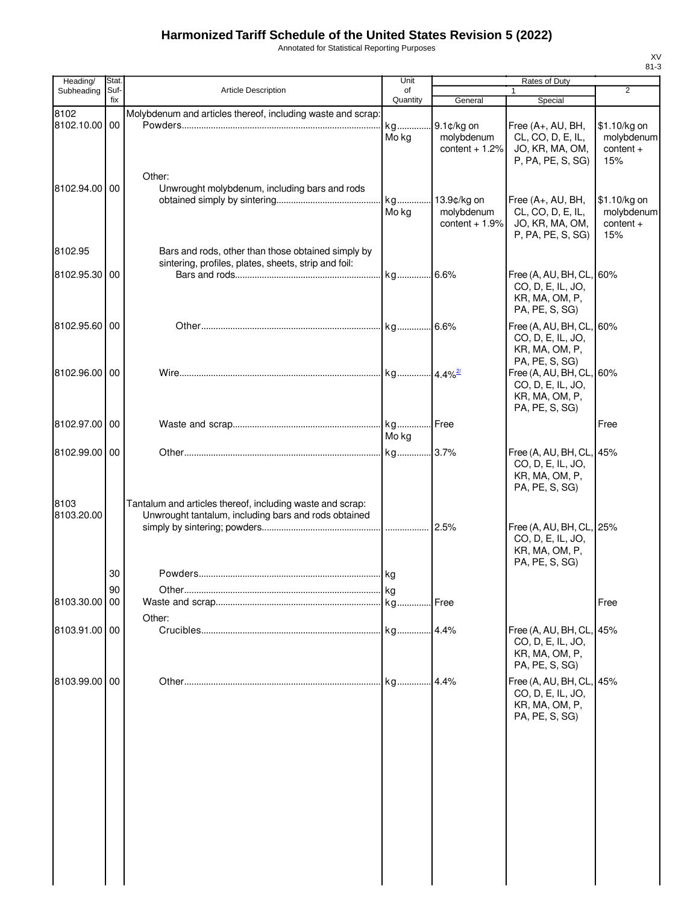# Harmonized Tariff Schedule of the United States Revision 5 (2022)

Annotated for Statistical Reporting Purposes

XV
81-3

| Heading/ Subheading | Stat. Suf- fix | Article Description | Unit of Quantity | Rates of Duty 1 General | Special | 2 |
|---|---|---|---|---|---|---|
| 8102 | | Molybdenum and articles thereof, including waste and scrap: | | | | |
| 8102.10.00 | 00 | Powders | kg Mo kg | 9.1¢/kg on molybdenum content + 1.2% | Free (A+, AU, BH, CL, CO, D, E, IL, JO, KR, MA, OM, P, PA, PE, S, SG) | $1.10/kg on molybdenum content + 15% |
| | | Other: | | | | |
| 8102.94.00 | 00 | Unwrought molybdenum, including bars and rods obtained simply by sintering | kg Mo kg | 13.9¢/kg on molybdenum content + 1.9% | Free (A+, AU, BH, CL, CO, D, E, IL, JO, KR, MA, OM, P, PA, PE, S, SG) | $1.10/kg on molybdenum content + 15% |
| 8102.95 | | Bars and rods, other than those obtained simply by sintering, profiles, plates, sheets, strip and foil: | | | | |
| 8102.95.30 | 00 | Bars and rods | kg | 6.6% | Free (A, AU, BH, CL, CO, D, E, IL, JO, KR, MA, OM, P, PA, PE, S, SG) | 60% |
| 8102.95.60 | 00 | Other | kg | 6.6% | Free (A, AU, BH, CL, CO, D, E, IL, JO, KR, MA, OM, P, PA, PE, S, SG) | 60% |
| 8102.96.00 | 00 | Wire | kg | 4.4% [2/] | Free (A, AU, BH, CL, CO, D, E, IL, JO, KR, MA, OM, P, PA, PE, S, SG) | 60% |
| 8102.97.00 | 00 | Waste and scrap | kg Mo kg | Free | | Free |
| 8102.99.00 | 00 | Other | kg | 3.7% | Free (A, AU, BH, CL, CO, D, E, IL, JO, KR, MA, OM, P, PA, PE, S, SG) | 45% |
| 8103 | | Tantalum and articles thereof, including waste and scrap: | | | | |
| 8103.20.00 | | Unwrought tantalum, including bars and rods obtained simply by sintering; powders | | 2.5% | Free (A, AU, BH, CL, CO, D, E, IL, JO, KR, MA, OM, P, PA, PE, S, SG) | 25% |
| | 30 | Powders | kg | | | |
| | 90 | Other | kg | | | |
| 8103.30.00 | 00 | Waste and scrap | kg | Free | | Free |
| | | Other: | | | | |
| 8103.91.00 | 00 | Crucibles | kg | 4.4% | Free (A, AU, BH, CL, CO, D, E, IL, JO, KR, MA, OM, P, PA, PE, S, SG) | 45% |
| 8103.99.00 | 00 | Other | kg | 4.4% | Free (A, AU, BH, CL, CO, D, E, IL, JO, KR, MA, OM, P, PA, PE, S, SG) | 45% |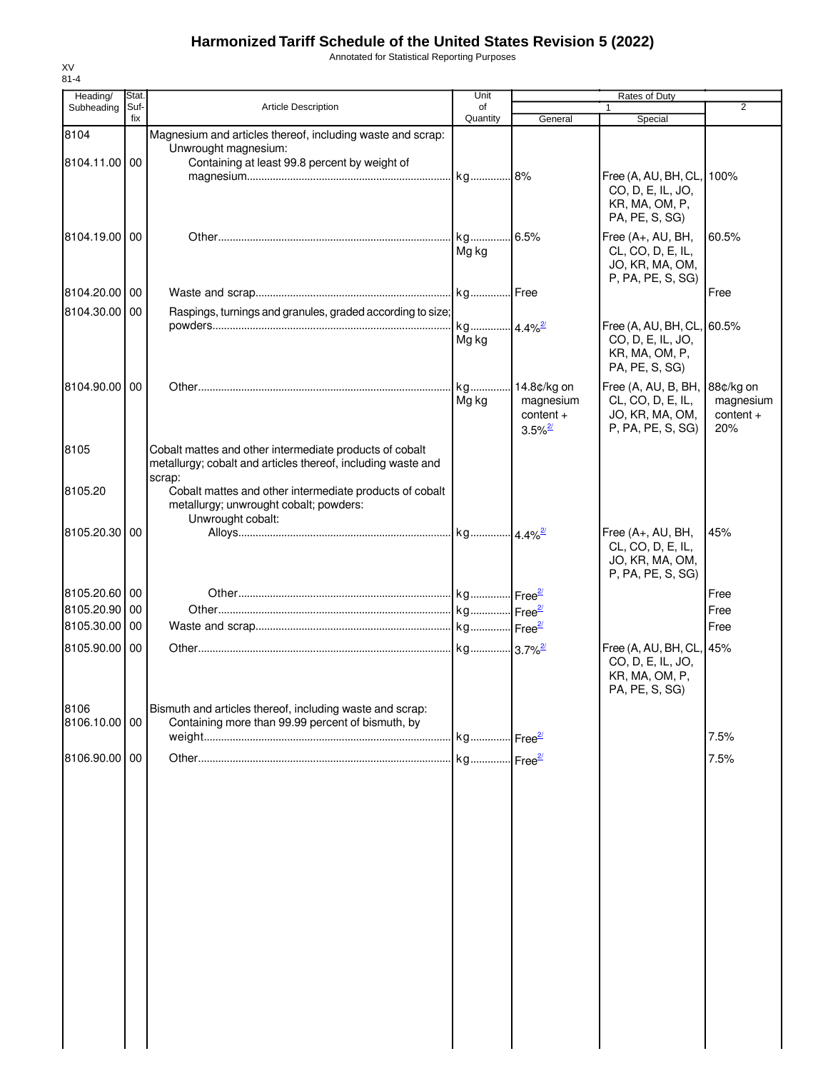# Harmonized Tariff Schedule of the United States Revision 5 (2022)

Annotated for Statistical Reporting Purposes

XV
81-4

| Heading/ Subheading | Stat. Suf- fix | Article Description | Unit of Quantity | Rates of Duty 1 General | 1 Special | 2 |
|---|---|---|---|---|---|---|
| 8104 | | Magnesium and articles thereof, including waste and scrap: | | | | |
| | | Unwrought magnesium: | | | | |
| 8104.11.00 | 00 | Containing at least 99.8 percent by weight of magnesium | kg | 8% | Free (A, AU, BH, CL, CO, D, E, IL, JO, KR, MA, OM, P, PA, PE, S, SG) | 100% |
| 8104.19.00 | 00 | Other | kg<br>Mg kg | 6.5% | Free (A+, AU, BH, CL, CO, D, E, IL, JO, KR, MA, OM, P, PA, PE, S, SG) | 60.5% |
| 8104.20.00 | 00 | Waste and scrap | kg | Free | | Free |
| 8104.30.00 | 00 | Raspings, turnings and granules, graded according to size; powders | kg<br>Mg kg | 4.4%[2/] | Free (A, AU, BH, CL, CO, D, E, IL, JO, KR, MA, OM, P, PA, PE, S, SG) | 60.5% |
| 8104.90.00 | 00 | Other | kg<br>Mg kg | 14.8¢/kg on magnesium content + 3.5%[2/] | Free (A, AU, B, BH, CL, CO, D, E, IL, JO, KR, MA, OM, P, PA, PE, S, SG) | 88¢/kg on magnesium content + 20% |
| 8105 | | Cobalt mattes and other intermediate products of cobalt metallurgy; cobalt and articles thereof, including waste and scrap: | | | | |
| 8105.20 | | Cobalt mattes and other intermediate products of cobalt metallurgy; unwrought cobalt; powders: | | | | |
| | | Unwrought cobalt: | | | | |
| 8105.20.30 | 00 | Alloys | kg | 4.4%[2/] | Free (A+, AU, BH, CL, CO, D, E, IL, JO, KR, MA, OM, P, PA, PE, S, SG) | 45% |
| 8105.20.60 | 00 | Other | kg | Free[2/] | | Free |
| 8105.20.90 | 00 | Other | kg | Free[2/] | | Free |
| 8105.30.00 | 00 | Waste and scrap | kg | Free[2/] | | Free |
| 8105.90.00 | 00 | Other | kg | 3.7%[2/] | Free (A, AU, BH, CL, CO, D, E, IL, JO, KR, MA, OM, P, PA, PE, S, SG) | 45% |
| 8106 | | Bismuth and articles thereof, including waste and scrap: | | | | |
| 8106.10.00 | 00 | Containing more than 99.99 percent of bismuth, by weight | kg | Free[2/] | | 7.5% |
| 8106.90.00 | 00 | Other | kg | Free[2/] | | 7.5% |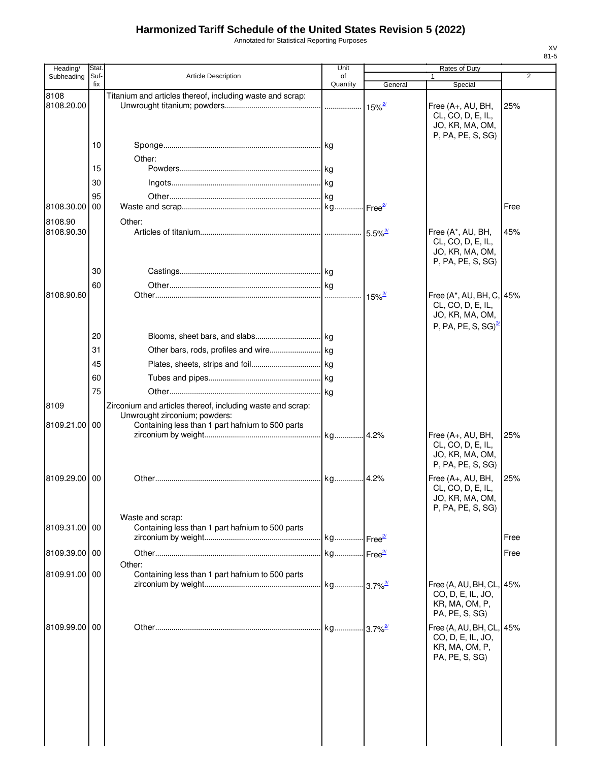# Harmonized Tariff Schedule of the United States Revision 5 (2022)

Annotated for Statistical Reporting Purposes

XV
81-5

| Heading/ Subheading | Stat. Suf-fix | Article Description | Unit of Quantity | Rates of Duty 1 General | Rates of Duty 1 Special | Rates of Duty 2 |
|---|---|---|---|---|---|---|
| 8108 | | Titanium and articles thereof, including waste and scrap: | | | | |
| 8108.20.00 | | Unwrought titanium; powders | | 15%[2/] | Free (A+, AU, BH, CL, CO, D, E, IL, JO, KR, MA, OM, P, PA, PE, S, SG) | 25% |
| | 10 | Sponge | kg | | | |
| | | Other: | | | | |
| | 15 | Powders | kg | | | |
| | 30 | Ingots | kg | | | |
| | 95 | Other | kg | | | |
| 8108.30.00 | 00 | Waste and scrap | kg | Free[2/] | | Free |
| 8108.90 | | Other: | | | | |
| 8108.90.30 | | Articles of titanium | | 5.5%[2/] | Free (A*, AU, BH, CL, CO, D, E, IL, JO, KR, MA, OM, P, PA, PE, S, SG) | 45% |
| | 30 | Castings | kg | | | |
| | 60 | Other | kg | | | |
| 8108.90.60 | | Other | | 15%[2/] | Free (A*, AU, BH, C, CL, CO, D, E, IL, JO, KR, MA, OM, P, PA, PE, S, SG)[3/] | 45% |
| | 20 | Blooms, sheet bars, and slabs | kg | | | |
| | 31 | Other bars, rods, profiles and wire | kg | | | |
| | 45 | Plates, sheets, strips and foil | kg | | | |
| | 60 | Tubes and pipes | kg | | | |
| | 75 | Other | kg | | | |
| 8109 | | Zirconium and articles thereof, including waste and scrap: | | | | |
| | | Unwrought zirconium; powders: | | | | |
| 8109.21.00 | 00 | Containing less than 1 part hafnium to 500 parts zirconium by weight | kg | 4.2% | Free (A+, AU, BH, CL, CO, D, E, IL, JO, KR, MA, OM, P, PA, PE, S, SG) | 25% |
| 8109.29.00 | 00 | Other | kg | 4.2% | Free (A+, AU, BH, CL, CO, D, E, IL, JO, KR, MA, OM, P, PA, PE, S, SG) | 25% |
| | | Waste and scrap: | | | | |
| 8109.31.00 | 00 | Containing less than 1 part hafnium to 500 parts zirconium by weight | kg | Free[2/] | | Free |
| 8109.39.00 | 00 | Other | kg | Free[2/] | | Free |
| | | Other: | | | | |
| 8109.91.00 | 00 | Containing less than 1 part hafnium to 500 parts zirconium by weight | kg | 3.7%[2/] | Free (A, AU, BH, CL, CO, D, E, IL, JO, KR, MA, OM, P, PA, PE, S, SG) | 45% |
| 8109.99.00 | 00 | Other | kg | 3.7%[2/] | Free (A, AU, BH, CL, CO, D, E, IL, JO, KR, MA, OM, P, PA, PE, S, SG) | 45% |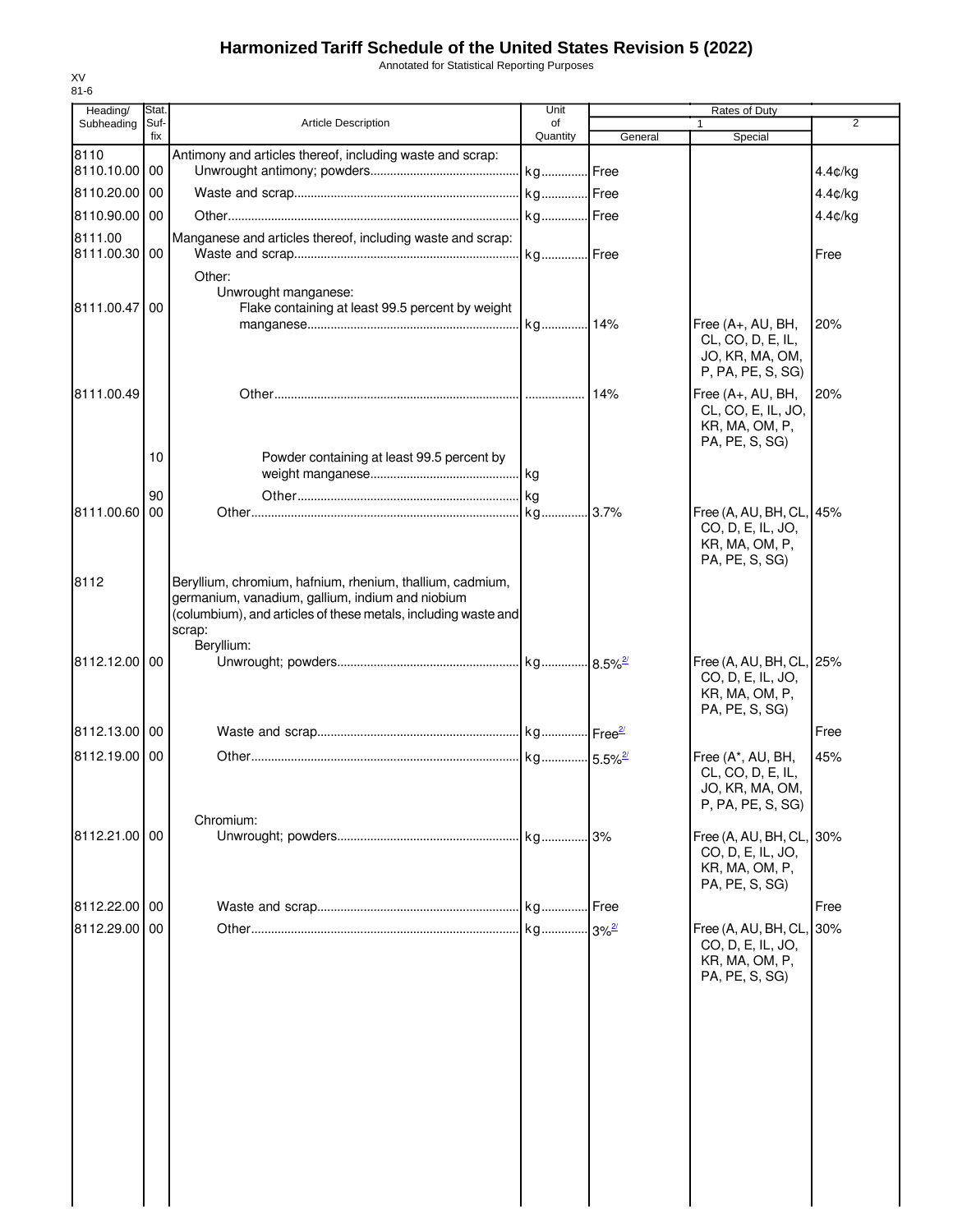# Harmonized Tariff Schedule of the United States Revision 5 (2022)

Annotated for Statistical Reporting Purposes

XV
81-6

| Heading/ Subheading | Stat. Suf- fix | Article Description | Unit of Quantity | Rates of Duty 1 General | Special | 2 |
|---|---|---|---|---|---|---|
| 8110 | | Antimony and articles thereof, including waste and scrap: | | | | |
| 8110.10.00 | 00 | Unwrought antimony; powders | kg | Free | | 4.4¢/kg |
| 8110.20.00 | 00 | Waste and scrap | kg | Free | | 4.4¢/kg |
| 8110.90.00 | 00 | Other | kg | Free | | 4.4¢/kg |
| 8111.00 | | Manganese and articles thereof, including waste and scrap: | | | | |
| 8111.00.30 | 00 | Waste and scrap | kg | Free | | Free |
| | | Other: | | | | |
| | | Unwrought manganese: | | | | |
| 8111.00.47 | 00 | Flake containing at least 99.5 percent by weight manganese | kg | 14% | Free (A+, AU, BH, CL, CO, D, E, IL, JO, KR, MA, OM, P, PA, PE, S, SG) | 20% |
| 8111.00.49 | | Other | | 14% | Free (A+, AU, BH, CL, CO, E, IL, JO, KR, MA, OM, P, PA, PE, S, SG) | 20% |
| | 10 | Powder containing at least 99.5 percent by weight manganese | kg | | | |
| | 90 | Other | kg | | | |
| 8111.00.60 | 00 | Other | kg | 3.7% | Free (A, AU, BH, CL, CO, D, E, IL, JO, KR, MA, OM, P, PA, PE, S, SG) | 45% |
| 8112 | | Beryllium, chromium, hafnium, rhenium, thallium, cadmium, germanium, vanadium, gallium, indium and niobium (columbium), and articles of these metals, including waste and scrap: | | | | |
| | | Beryllium: | | | | |
| 8112.12.00 | 00 | Unwrought; powders | kg | 8.5%[2/] | Free (A, AU, BH, CL, CO, D, E, IL, JO, KR, MA, OM, P, PA, PE, S, SG) | 25% |
| 8112.13.00 | 00 | Waste and scrap | kg | Free[2/] | | Free |
| 8112.19.00 | 00 | Other | kg | 5.5%[2/] | Free (A*, AU, BH, CL, CO, D, E, IL, JO, KR, MA, OM, P, PA, PE, S, SG) | 45% |
| | | Chromium: | | | | |
| 8112.21.00 | 00 | Unwrought; powders | kg | 3% | Free (A, AU, BH, CL, CO, D, E, IL, JO, KR, MA, OM, P, PA, PE, S, SG) | 30% |
| 8112.22.00 | 00 | Waste and scrap | kg | Free | | Free |
| 8112.29.00 | 00 | Other | kg | 3%[2/] | Free (A, AU, BH, CL, CO, D, E, IL, JO, KR, MA, OM, P, PA, PE, S, SG) | 30% |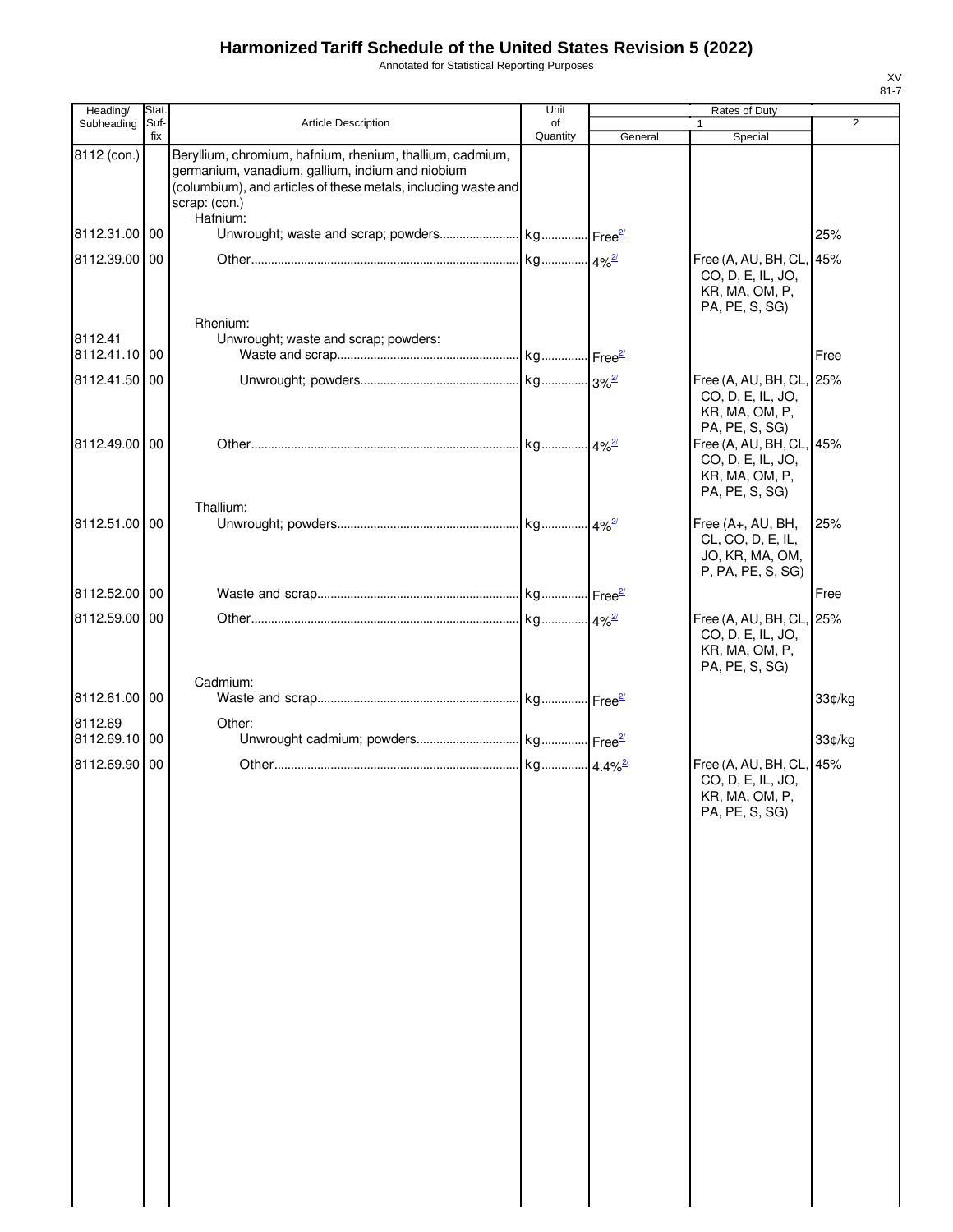# Harmonized Tariff Schedule of the United States Revision 5 (2022)

Annotated for Statistical Reporting Purposes

XV
81-7

| Heading/ Subheading | Stat. Suf- fix | Article Description | Unit of Quantity | Rates of Duty 1 General | Rates of Duty 1 Special | 2 |
|---|---|---|---|---|---|---|
| 8112 (con.) | | Beryllium, chromium, hafnium, rhenium, thallium, cadmium, germanium, vanadium, gallium, indium and niobium (columbium), and articles of these metals, including waste and scrap: (con.) | | | | |
| | | Hafnium: | | | | |
| 8112.31.00 | 00 | Unwrought; waste and scrap; powders | kg | Free[2/] | | 25% |
| 8112.39.00 | 00 | Other | kg | 4%[2/] | Free (A, AU, BH, CL, CO, D, E, IL, JO, KR, MA, OM, P, PA, PE, S, SG) | 45% |
| | | Rhenium: | | | | |
| 8112.41 | | Unwrought; waste and scrap; powders: | | | | |
| 8112.41.10 | 00 | Waste and scrap | kg | Free[2/] | | Free |
| 8112.41.50 | 00 | Unwrought; powders | kg | 3%[2/] | Free (A, AU, BH, CL, CO, D, E, IL, JO, KR, MA, OM, P, PA, PE, S, SG) | 25% |
| 8112.49.00 | 00 | Other | kg | 4%[2/] | Free (A, AU, BH, CL, CO, D, E, IL, JO, KR, MA, OM, P, PA, PE, S, SG) | 45% |
| | | Thallium: | | | | |
| 8112.51.00 | 00 | Unwrought; powders | kg | 4%[2/] | Free (A+, AU, BH, CL, CO, D, E, IL, JO, KR, MA, OM, P, PA, PE, S, SG) | 25% |
| 8112.52.00 | 00 | Waste and scrap | kg | Free[2/] | | Free |
| 8112.59.00 | 00 | Other | kg | 4%[2/] | Free (A, AU, BH, CL, CO, D, E, IL, JO, KR, MA, OM, P, PA, PE, S, SG) | 25% |
| | | Cadmium: | | | | |
| 8112.61.00 | 00 | Waste and scrap | kg | Free[2/] | | 33¢/kg |
| 8112.69 | | Other: | | | | |
| 8112.69.10 | 00 | Unwrought cadmium; powders | kg | Free[2/] | | 33¢/kg |
| 8112.69.90 | 00 | Other | kg | 4.4%[2/] | Free (A, AU, BH, CL, CO, D, E, IL, JO, KR, MA, OM, P, PA, PE, S, SG) | 45% |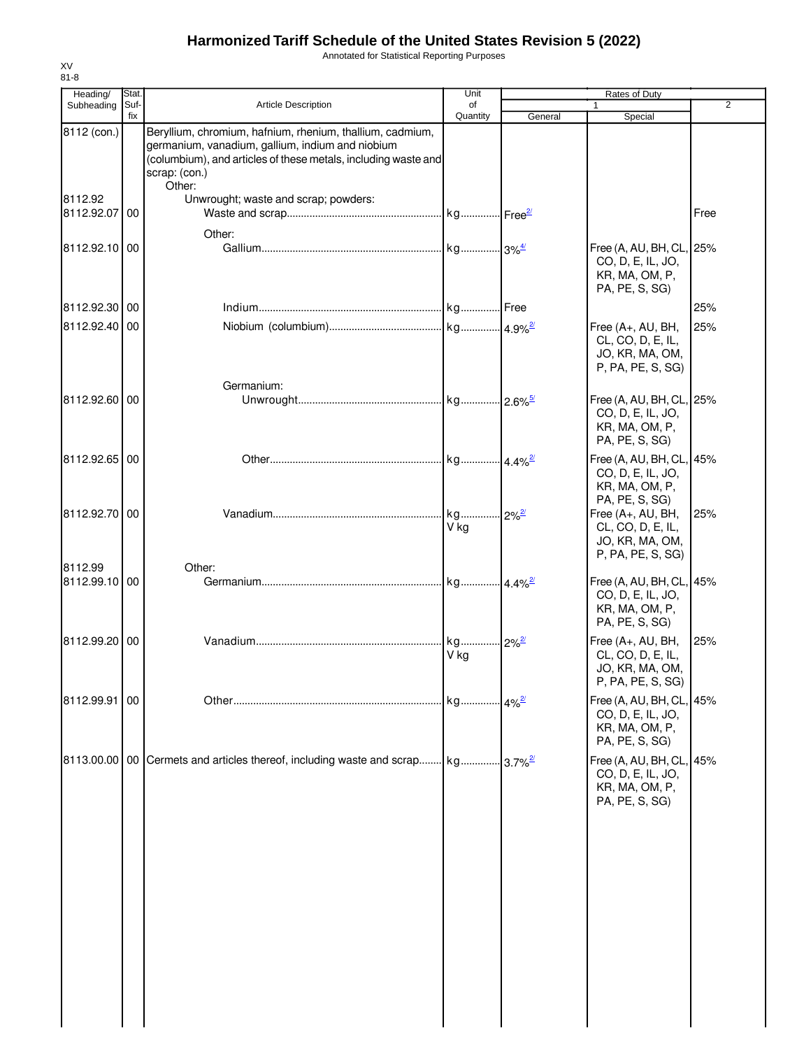# Harmonized Tariff Schedule of the United States Revision 5 (2022)

Annotated for Statistical Reporting Purposes

XV
81-8

| Heading/ Subheading | Stat. Suf- fix | Article Description | Unit of Quantity | Rates of Duty 1 General | Special | 2 |
|---|---|---|---|---|---|---|
| 8112 (con.) | | Beryllium, chromium, hafnium, rhenium, thallium, cadmium, germanium, vanadium, gallium, indium and niobium (columbium), and articles of these metals, including waste and scrap: (con.) | | | | |
| | | Other: | | | | |
| 8112.92 | | Unwrought; waste and scrap; powders: | | | | |
| 8112.92.07 | 00 | Waste and scrap | kg | Free[2/] | | Free |
| | | Other: | | | | |
| 8112.92.10 | 00 | Gallium | kg | 3%[4/] | Free (A, AU, BH, CL, CO, D, E, IL, JO, KR, MA, OM, P, PA, PE, S, SG) | 25% |
| 8112.92.30 | 00 | Indium | kg | Free | | 25% |
| 8112.92.40 | 00 | Niobium (columbium) | kg | 4.9%[2/] | Free (A+, AU, BH, CL, CO, D, E, IL, JO, KR, MA, OM, P, PA, PE, S, SG) | 25% |
| | | Germanium: | | | | |
| 8112.92.60 | 00 | Unwrought | kg | 2.6%[5/] | Free (A, AU, BH, CL, CO, D, E, IL, JO, KR, MA, OM, P, PA, PE, S, SG) | 25% |
| 8112.92.65 | 00 | Other | kg | 4.4%[2/] | Free (A, AU, BH, CL, CO, D, E, IL, JO, KR, MA, OM, P, PA, PE, S, SG) | 45% |
| 8112.92.70 | 00 | Vanadium | kg V kg | 2%[2/] | Free (A+, AU, BH, CL, CO, D, E, IL, JO, KR, MA, OM, P, PA, PE, S, SG) | 25% |
| 8112.99 | | Other: | | | | |
| 8112.99.10 | 00 | Germanium | kg | 4.4%[2/] | Free (A, AU, BH, CL, CO, D, E, IL, JO, KR, MA, OM, P, PA, PE, S, SG) | 45% |
| 8112.99.20 | 00 | Vanadium | kg V kg | 2%[2/] | Free (A+, AU, BH, CL, CO, D, E, IL, JO, KR, MA, OM, P, PA, PE, S, SG) | 25% |
| 8112.99.91 | 00 | Other | kg | 4%[2/] | Free (A, AU, BH, CL, CO, D, E, IL, JO, KR, MA, OM, P, PA, PE, S, SG) | 45% |
| 8113.00.00 | 00 | Cermets and articles thereof, including waste and scrap | kg | 3.7%[2/] | Free (A, AU, BH, CL, CO, D, E, IL, JO, KR, MA, OM, P, PA, PE, S, SG) | 45% |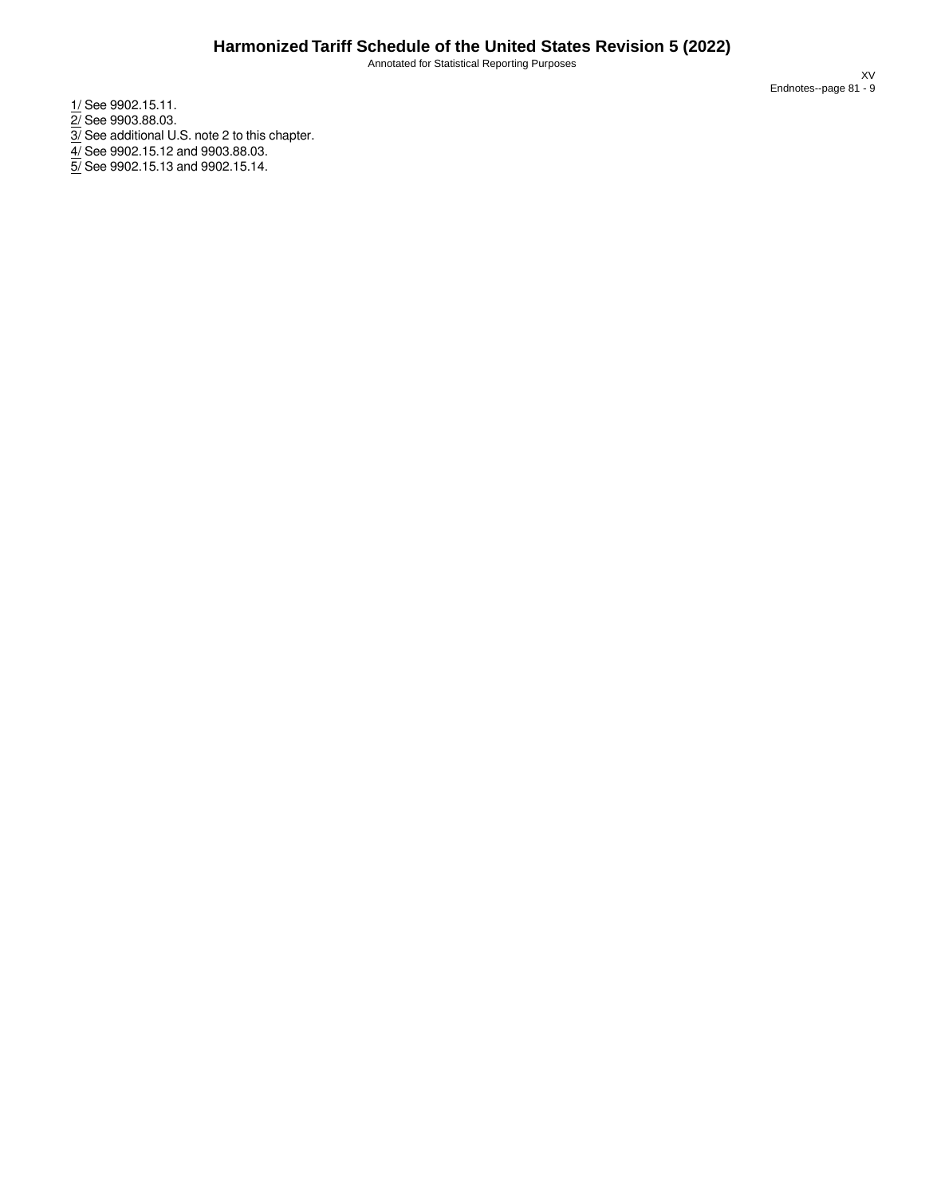1/ See 9902.15.11.
2/ See 9903.88.03.
3/ See additional U.S. note 2 to this chapter.
4/ See 9902.15.12 and 9903.88.03.
5/ See 9902.15.13 and 9902.15.14.